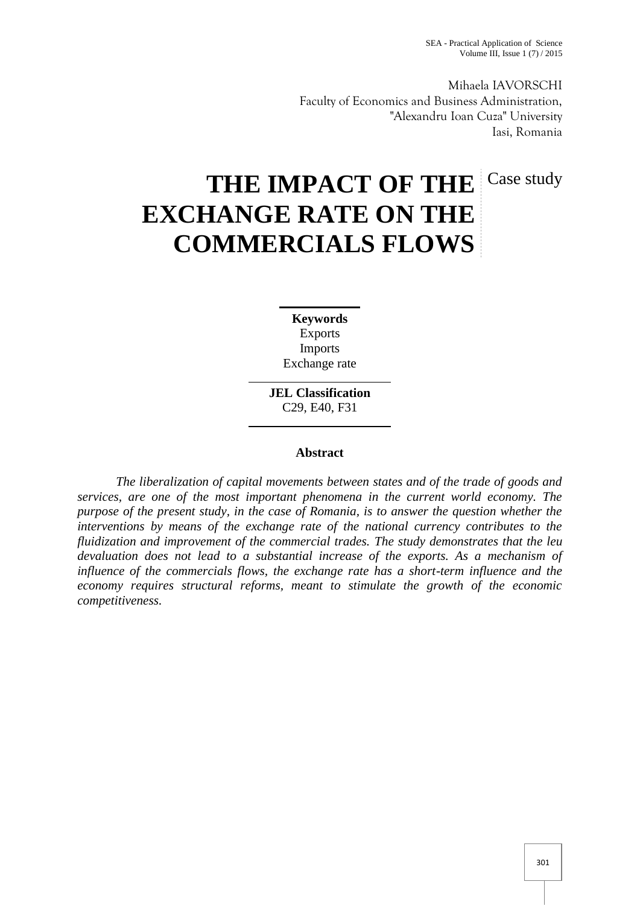Mihaela IAVORSCHI
Faculty of Economics and Business Administration,
"Alexandru Ioan Cuza" University
Iasi, Romania

Case study

# THE IMPACT OF THE EXCHANGE RATE ON THE COMMERCIALS FLOWS

**Keywords**
Exports
Imports
Exchange rate

**JEL Classification**
C29, E40, F31

## Abstract

*The liberalization of capital movements between states and of the trade of goods and services, are one of the most important phenomena in the current world economy. The purpose of the present study, in the case of Romania, is to answer the question whether the interventions by means of the exchange rate of the national currency contributes to the fluidization and improvement of the commercial trades. The study demonstrates that the leu devaluation does not lead to a substantial increase of the exports. As a mechanism of influence of the commercials flows, the exchange rate has a short-term influence and the economy requires structural reforms, meant to stimulate the growth of the economic competitiveness.*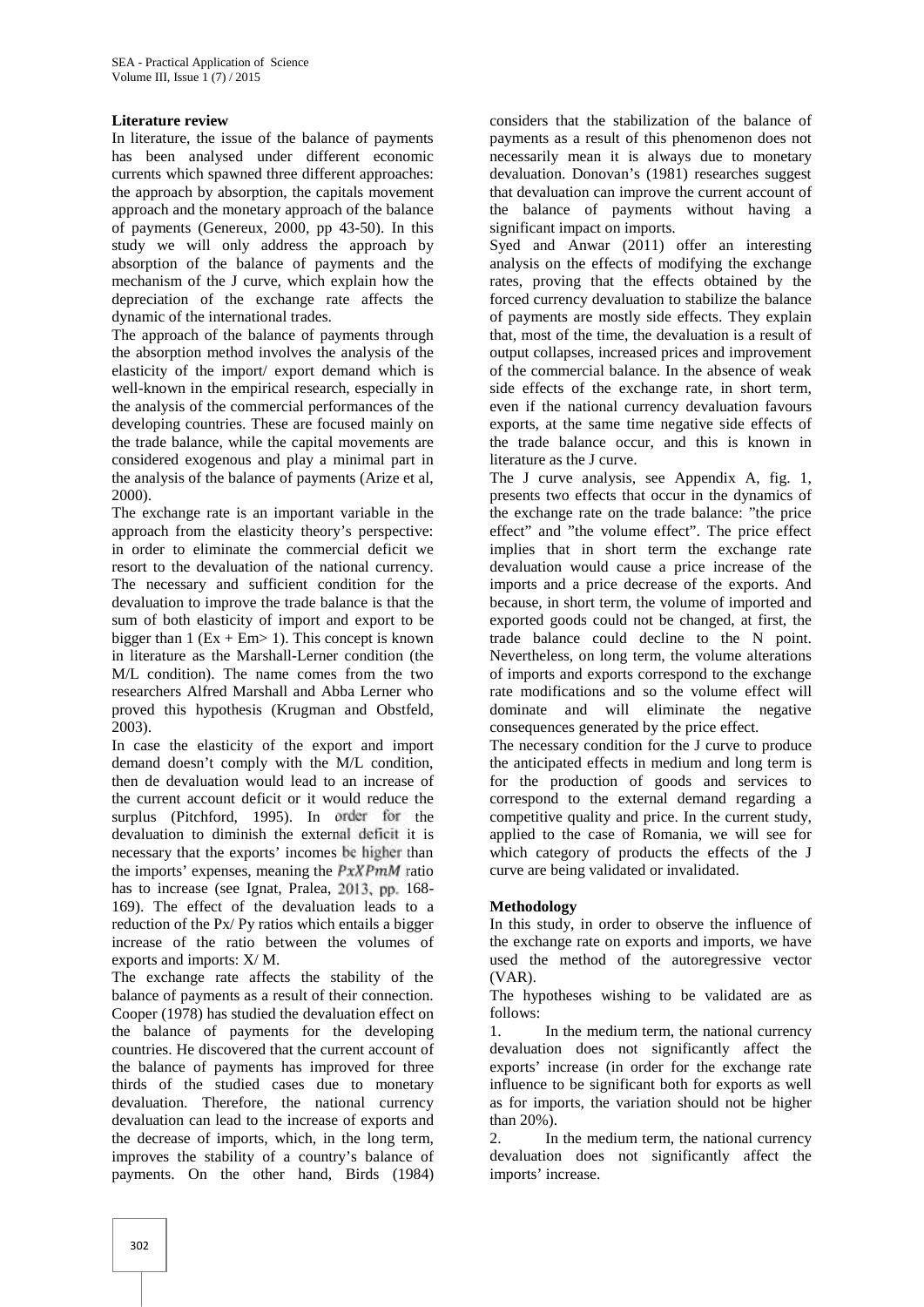**Literature review**

In literature, the issue of the balance of payments has been analysed under different economic currents which spawned three different approaches: the approach by absorption, the capitals movement approach and the monetary approach of the balance of payments (Genereux, 2000, pp 43-50). In this study we will only address the approach by absorption of the balance of payments and the mechanism of the J curve, which explain how the depreciation of the exchange rate affects the dynamic of the international trades.

The approach of the balance of payments through the absorption method involves the analysis of the elasticity of the import/ export demand which is well-known in the empirical research, especially in the analysis of the commercial performances of the developing countries. These are focused mainly on the trade balance, while the capital movements are considered exogenous and play a minimal part in the analysis of the balance of payments (Arize et al, 2000).

The exchange rate is an important variable in the approach from the elasticity theory's perspective: in order to eliminate the commercial deficit we resort to the devaluation of the national currency. The necessary and sufficient condition for the devaluation to improve the trade balance is that the sum of both elasticity of import and export to be bigger than 1 ($Ex + Em > 1$). This concept is known in literature as the Marshall-Lerner condition (the M/L condition). The name comes from the two researchers Alfred Marshall and Abba Lerner who proved this hypothesis (Krugman and Obstfeld, 2003).

In case the elasticity of the export and import demand doesn't comply with the M/L condition, then de devaluation would lead to an increase of the current account deficit or it would reduce the surplus (Pitchford, 1995). In order for the devaluation to diminish the external deficit it is necessary that the exports' incomes be higher than the imports' expenses, meaning the $PxXPmM$ ratio has to increase (see Ignat, Pralea, 2013, pp. 168-169). The effect of the devaluation leads to a reduction of the Px/ Py ratios which entails a bigger increase of the ratio between the volumes of exports and imports: X/ M.

The exchange rate affects the stability of the balance of payments as a result of their connection. Cooper (1978) has studied the devaluation effect on the balance of payments for the developing countries. He discovered that the current account of the balance of payments has improved for three thirds of the studied cases due to monetary devaluation. Therefore, the national currency devaluation can lead to the increase of exports and the decrease of imports, which, in the long term, improves the stability of a country's balance of payments. On the other hand, Birds (1984) considers that the stabilization of the balance of payments as a result of this phenomenon does not necessarily mean it is always due to monetary devaluation. Donovan's (1981) researches suggest that devaluation can improve the current account of the balance of payments without having a significant impact on imports.

Syed and Anwar (2011) offer an interesting analysis on the effects of modifying the exchange rates, proving that the effects obtained by the forced currency devaluation to stabilize the balance of payments are mostly side effects. They explain that, most of the time, the devaluation is a result of output collapses, increased prices and improvement of the commercial balance. In the absence of weak side effects of the exchange rate, in short term, even if the national currency devaluation favours exports, at the same time negative side effects of the trade balance occur, and this is known in literature as the J curve.

The J curve analysis, see Appendix A, fig. 1, presents two effects that occur in the dynamics of the exchange rate on the trade balance: "the price effect" and "the volume effect". The price effect implies that in short term the exchange rate devaluation would cause a price increase of the imports and a price decrease of the exports. And because, in short term, the volume of imported and exported goods could not be changed, at first, the trade balance could decline to the N point. Nevertheless, on long term, the volume alterations of imports and exports correspond to the exchange rate modifications and so the volume effect will dominate and will eliminate the negative consequences generated by the price effect.

The necessary condition for the J curve to produce the anticipated effects in medium and long term is for the production of goods and services to correspond to the external demand regarding a competitive quality and price. In the current study, applied to the case of Romania, we will see for which category of products the effects of the J curve are being validated or invalidated.

**Methodology**

In this study, in order to observe the influence of the exchange rate on exports and imports, we have used the method of the autoregressive vector (VAR).

The hypotheses wishing to be validated are as follows:

1. In the medium term, the national currency devaluation does not significantly affect the exports' increase (in order for the exchange rate influence to be significant both for exports as well as for imports, the variation should not be higher than 20%).
2. In the medium term, the national currency devaluation does not significantly affect the imports' increase.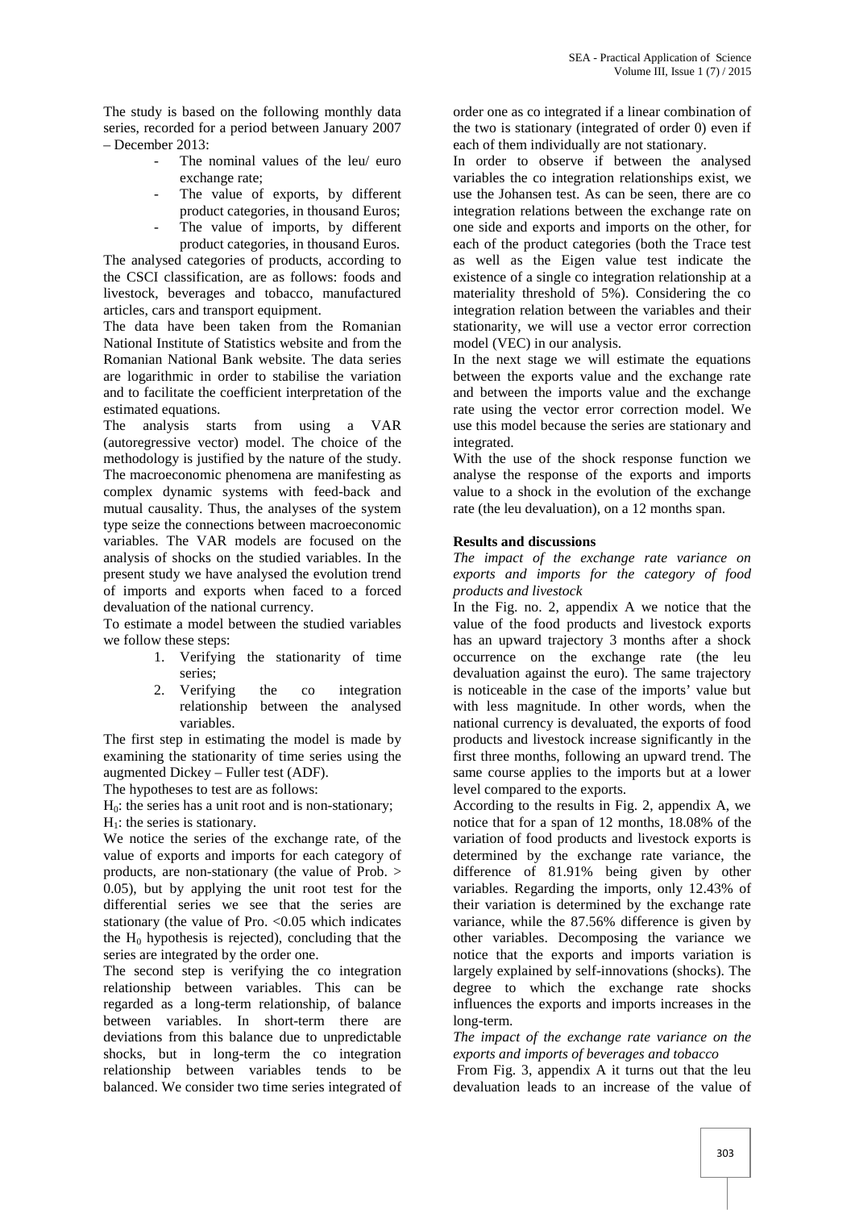The study is based on the following monthly data series, recorded for a period between January 2007 – December 2013:

- The nominal values of the leu/ euro exchange rate;
- The value of exports, by different product categories, in thousand Euros;
- The value of imports, by different product categories, in thousand Euros.

The analysed categories of products, according to the CSCI classification, are as follows: foods and livestock, beverages and tobacco, manufactured articles, cars and transport equipment.

The data have been taken from the Romanian National Institute of Statistics website and from the Romanian National Bank website. The data series are logarithmic in order to stabilise the variation and to facilitate the coefficient interpretation of the estimated equations.

The analysis starts from using a VAR (autoregressive vector) model. The choice of the methodology is justified by the nature of the study. The macroeconomic phenomena are manifesting as complex dynamic systems with feed-back and mutual causality. Thus, the analyses of the system type seize the connections between macroeconomic variables. The VAR models are focused on the analysis of shocks on the studied variables. In the present study we have analysed the evolution trend of imports and exports when faced to a forced devaluation of the national currency.

To estimate a model between the studied variables we follow these steps:

1. Verifying the stationarity of time series;
2. Verifying the co integration relationship between the analysed variables.

The first step in estimating the model is made by examining the stationarity of time series using the augmented Dickey – Fuller test (ADF).

The hypotheses to test are as follows:

$H_0$: the series has a unit root and is non-stationary;

$H_1$: the series is stationary.

We notice the series of the exchange rate, of the value of exports and imports for each category of products, are non-stationary (the value of Prob. > 0.05), but by applying the unit root test for the differential series we see that the series are stationary (the value of Pro. <0.05 which indicates the $H_0$ hypothesis is rejected), concluding that the series are integrated by the order one.

The second step is verifying the co integration relationship between variables. This can be regarded as a long-term relationship, of balance between variables. In short-term there are deviations from this balance due to unpredictable shocks, but in long-term the co integration relationship between variables tends to be balanced. We consider two time series integrated of order one as co integrated if a linear combination of the two is stationary (integrated of order 0) even if each of them individually are not stationary.

In order to observe if between the analysed variables the co integration relationships exist, we use the Johansen test. As can be seen, there are co integration relations between the exchange rate on one side and exports and imports on the other, for each of the product categories (both the Trace test as well as the Eigen value test indicate the existence of a single co integration relationship at a materiality threshold of 5%). Considering the co integration relation between the variables and their stationarity, we will use a vector error correction model (VEC) in our analysis.

In the next stage we will estimate the equations between the exports value and the exchange rate and between the imports value and the exchange rate using the vector error correction model. We use this model because the series are stationary and integrated.

With the use of the shock response function we analyse the response of the exports and imports value to a shock in the evolution of the exchange rate (the leu devaluation), on a 12 months span.

## Results and discussions

*The impact of the exchange rate variance on exports and imports for the category of food products and livestock*

In the Fig. no. 2, appendix A we notice that the value of the food products and livestock exports has an upward trajectory 3 months after a shock occurrence on the exchange rate (the leu devaluation against the euro). The same trajectory is noticeable in the case of the imports' value but with less magnitude. In other words, when the national currency is devaluated, the exports of food products and livestock increase significantly in the first three months, following an upward trend. The same course applies to the imports but at a lower level compared to the exports.

According to the results in Fig. 2, appendix A, we notice that for a span of 12 months, 18.08% of the variation of food products and livestock exports is determined by the exchange rate variance, the difference of 81.91% being given by other variables. Regarding the imports, only 12.43% of their variation is determined by the exchange rate variance, while the 87.56% difference is given by other variables. Decomposing the variance we notice that the exports and imports variation is largely explained by self-innovations (shocks). The degree to which the exchange rate shocks influences the exports and imports increases in the long-term.

*The impact of the exchange rate variance on the exports and imports of beverages and tobacco*

From Fig. 3, appendix A it turns out that the leu devaluation leads to an increase of the value of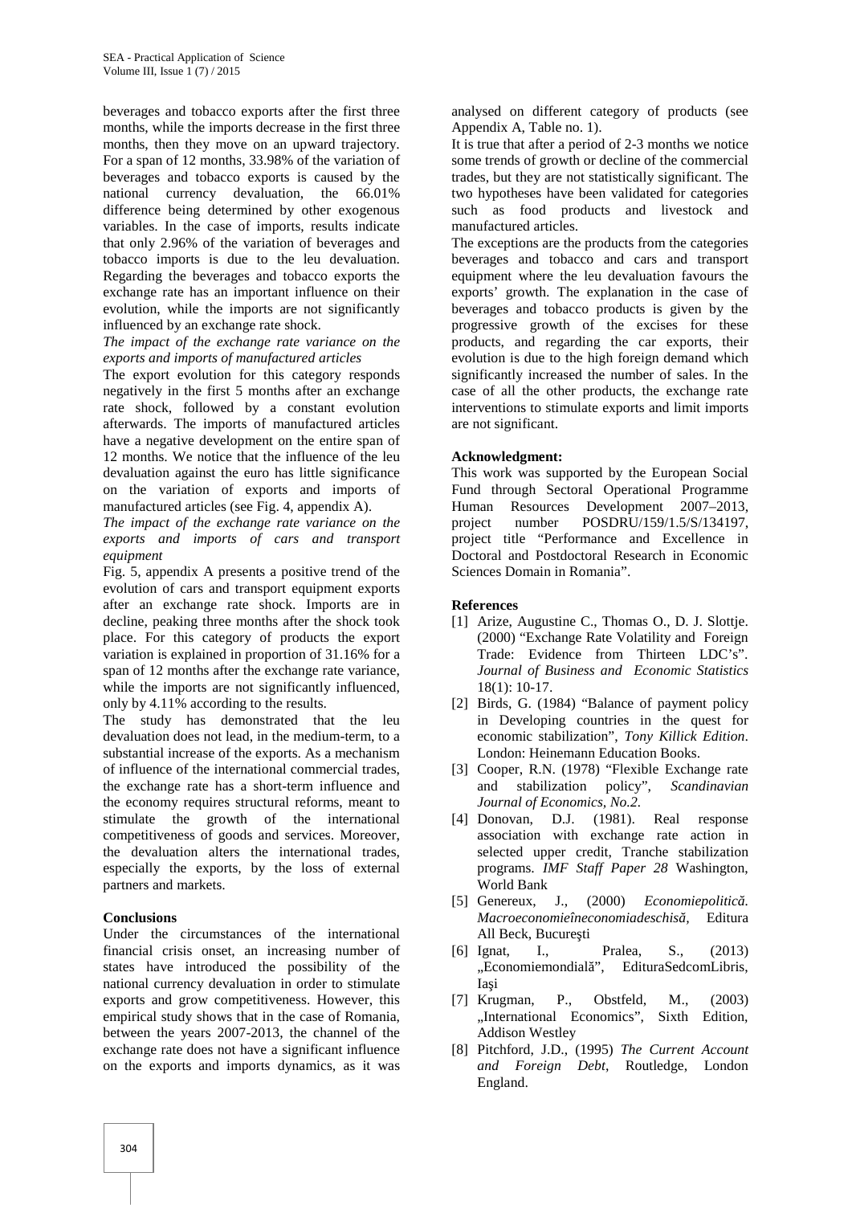beverages and tobacco exports after the first three months, while the imports decrease in the first three months, then they move on an upward trajectory. For a span of 12 months, 33.98% of the variation of beverages and tobacco exports is caused by the national currency devaluation, the 66.01% difference being determined by other exogenous variables. In the case of imports, results indicate that only 2.96% of the variation of beverages and tobacco imports is due to the leu devaluation. Regarding the beverages and tobacco exports the exchange rate has an important influence on their evolution, while the imports are not significantly influenced by an exchange rate shock.

*The impact of the exchange rate variance on the exports and imports of manufactured articles*

The export evolution for this category responds negatively in the first 5 months after an exchange rate shock, followed by a constant evolution afterwards. The imports of manufactured articles have a negative development on the entire span of 12 months. We notice that the influence of the leu devaluation against the euro has little significance on the variation of exports and imports of manufactured articles (see Fig. 4, appendix A).

*The impact of the exchange rate variance on the exports and imports of cars and transport equipment*

Fig. 5, appendix A presents a positive trend of the evolution of cars and transport equipment exports after an exchange rate shock. Imports are in decline, peaking three months after the shock took place. For this category of products the export variation is explained in proportion of 31.16% for a span of 12 months after the exchange rate variance, while the imports are not significantly influenced, only by 4.11% according to the results.

The study has demonstrated that the leu devaluation does not lead, in the medium-term, to a substantial increase of the exports. As a mechanism of influence of the international commercial trades, the exchange rate has a short-term influence and the economy requires structural reforms, meant to stimulate the growth of the international competitiveness of goods and services. Moreover, the devaluation alters the international trades, especially the exports, by the loss of external partners and markets.

**Conclusions**

Under the circumstances of the international financial crisis onset, an increasing number of states have introduced the possibility of the national currency devaluation in order to stimulate exports and grow competitiveness. However, this empirical study shows that in the case of Romania, between the years 2007-2013, the channel of the exchange rate does not have a significant influence on the exports and imports dynamics, as it was analysed on different category of products (see Appendix A, Table no. 1).

It is true that after a period of 2-3 months we notice some trends of growth or decline of the commercial trades, but they are not statistically significant. The two hypotheses have been validated for categories such as food products and livestock and manufactured articles.

The exceptions are the products from the categories beverages and tobacco and cars and transport equipment where the leu devaluation favours the exports' growth. The explanation in the case of beverages and tobacco products is given by the progressive growth of the excises for these products, and regarding the car exports, their evolution is due to the high foreign demand which significantly increased the number of sales. In the case of all the other products, the exchange rate interventions to stimulate exports and limit imports are not significant.

**Acknowledgment:**

This work was supported by the European Social Fund through Sectoral Operational Programme Human Resources Development 2007–2013, project number POSDRU/159/1.5/S/134197, project title "Performance and Excellence in Doctoral and Postdoctoral Research in Economic Sciences Domain in Romania".

**References**

[1] Arize, Augustine C., Thomas O., D. J. Slottje. (2000) "Exchange Rate Volatility and Foreign Trade: Evidence from Thirteen LDC's". *Journal of Business and Economic Statistics* 18(1): 10-17.

[2] Birds, G. (1984) "Balance of payment policy in Developing countries in the quest for economic stabilization", *Tony Killick Edition*. London: Heinemann Education Books.

[3] Cooper, R.N. (1978) "Flexible Exchange rate and stabilization policy", *Scandinavian Journal of Economics, No.2.*

[4] Donovan, D.J. (1981). Real response association with exchange rate action in selected upper credit, Tranche stabilization programs. *IMF Staff Paper 28* Washington, World Bank

[5] Genereux, J., (2000) *Economiepolitică. Macroeconomieîneconomiadeschisă*, Editura All Beck, Bucureşti

[6] Ignat, I., Pralea, S., (2013) „Economiemondială", EdituraSedcomLibris, Iaşi

[7] Krugman, P., Obstfeld, M., (2003) „International Economics", Sixth Edition, Addison Westley

[8] Pitchford, J.D., (1995) *The Current Account and Foreign Debt*, Routledge, London England.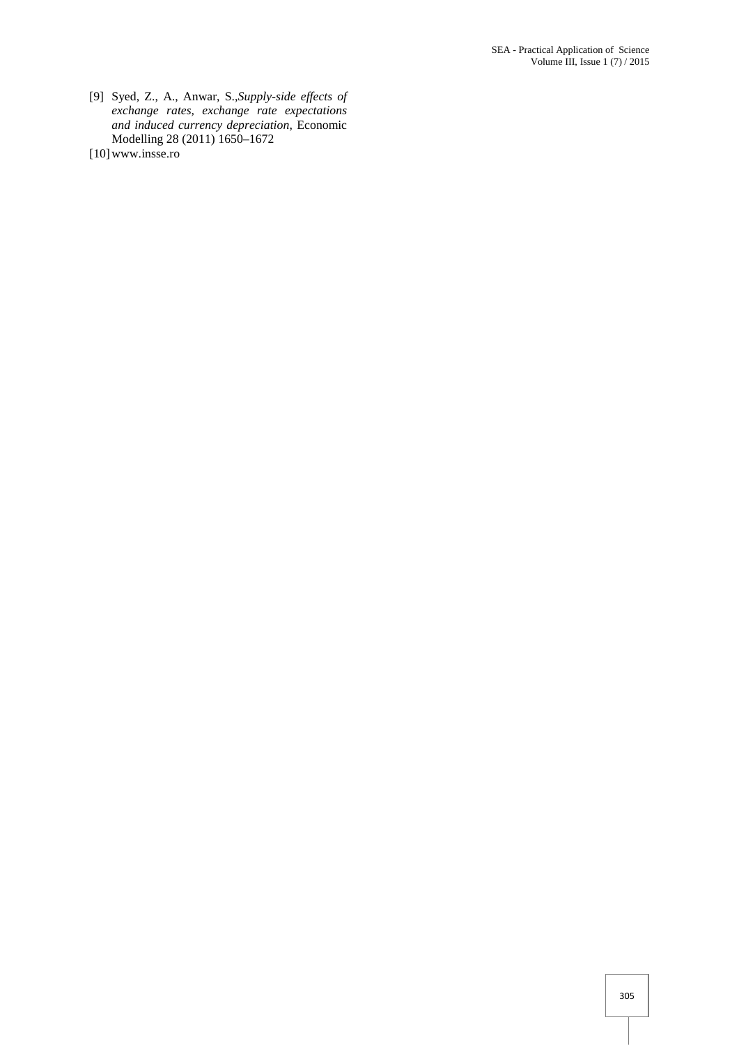[9] Syed, Z., A., Anwar, S.,*Supply-side effects of exchange rates, exchange rate expectations and induced currency depreciation,* Economic Modelling 28 (2011) 1650–1672

[10] www.insse.ro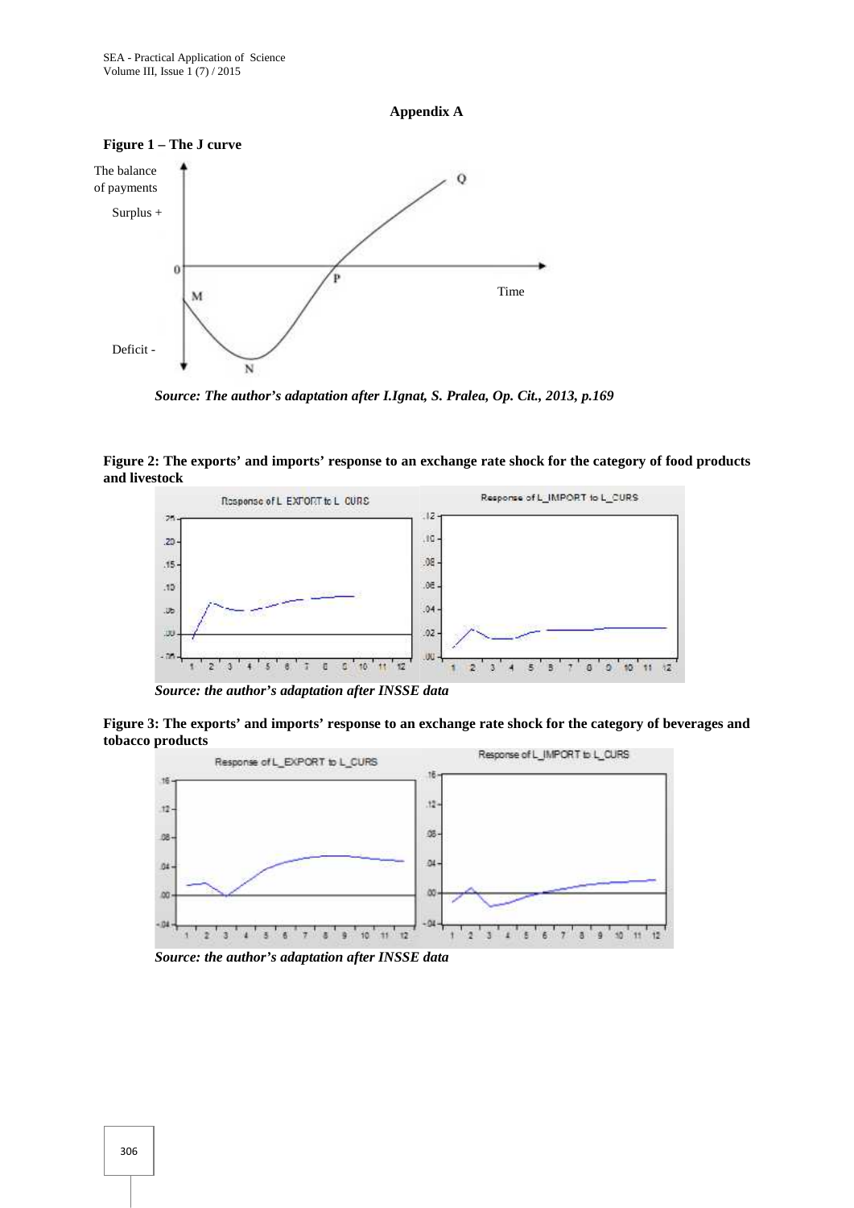**Appendix A**

**Figure 1 – The J curve**

*Source: The author's adaptation after I.Ignat, S. Pralea, Op. Cit., 2013, p.169*

**Figure 2: The exports' and imports' response to an exchange rate shock for the category of food products and livestock**

*Source: the author's adaptation after INSSE data*

**Figure 3: The exports' and imports' response to an exchange rate shock for the category of beverages and tobacco products**

*Source: the author's adaptation after INSSE data*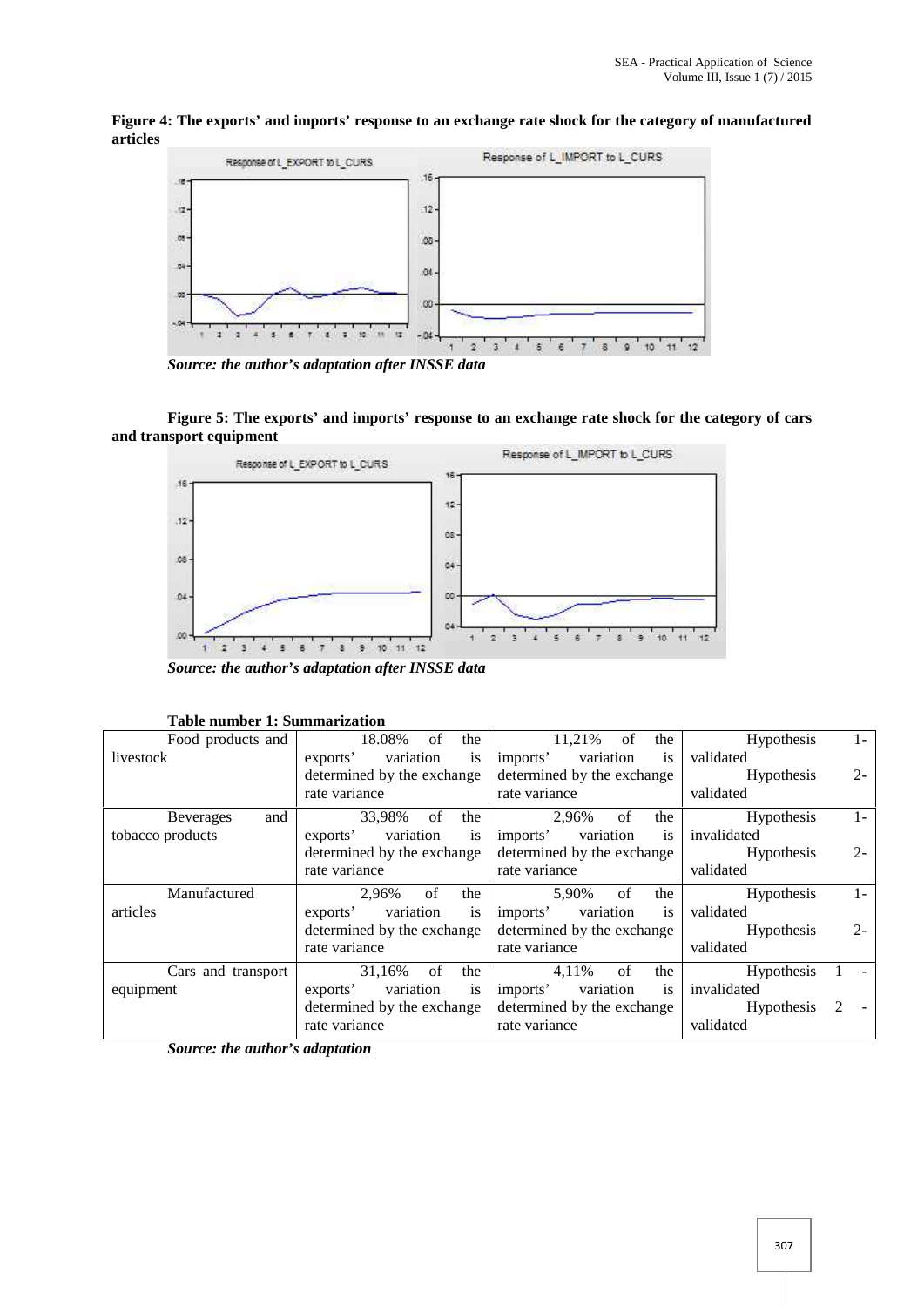**Figure 4: The exports' and imports' response to an exchange rate shock for the category of manufactured articles**

*Source: the author's adaptation after INSSE data*

**Figure 5: The exports' and imports' response to an exchange rate shock for the category of cars and transport equipment**

*Source: the author's adaptation after INSSE data*

**Table number 1: Summarization**

| | | | |
|---|---|---|---|
| Food products and livestock | 18.08% of the exports' variation is determined by the exchange rate variance | 11,21% of the imports' variation is determined by the exchange rate variance | Hypothesis 1- validated<br>Hypothesis 2- validated |
| Beverages and tobacco products | 33,98% of the exports' variation is determined by the exchange rate variance | 2,96% of the imports' variation is determined by the exchange rate variance | Hypothesis 1- invalidated<br>Hypothesis 2- validated |
| Manufactured articles | 2,96% of the exports' variation is determined by the exchange rate variance | 5,90% of the imports' variation is determined by the exchange rate variance | Hypothesis 1- validated<br>Hypothesis 2- validated |
| Cars and transport equipment | 31,16% of the exports' variation is determined by the exchange rate variance | 4,11% of the imports' variation is determined by the exchange rate variance | Hypothesis 1 - invalidated<br>Hypothesis 2 - validated |

*Source: the author's adaptation*